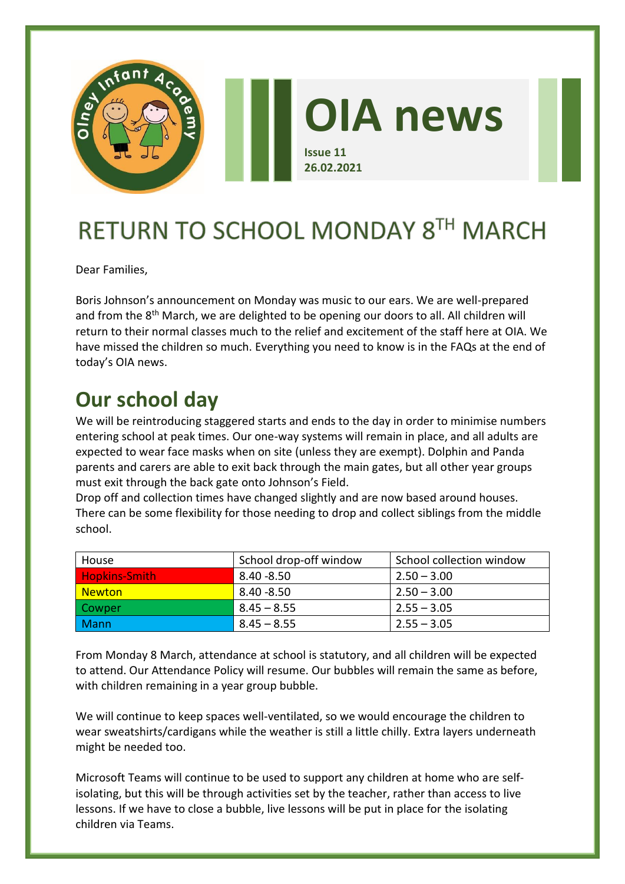# OIA news

**Issue 11**
**26.02.2021**

# RETURN TO SCHOOL MONDAY 8TH MARCH

Dear Families,

Boris Johnson's announcement on Monday was music to our ears. We are well-prepared and from the 8th March, we are delighted to be opening our doors to all. All children will return to their normal classes much to the relief and excitement of the staff here at OIA. We have missed the children so much. Everything you need to know is in the FAQs at the end of today's OIA news.

## Our school day

We will be reintroducing staggered starts and ends to the day in order to minimise numbers entering school at peak times. Our one-way systems will remain in place, and all adults are expected to wear face masks when on site (unless they are exempt). Dolphin and Panda parents and carers are able to exit back through the main gates, but all other year groups must exit through the back gate onto Johnson's Field.

Drop off and collection times have changed slightly and are now based around houses. There can be some flexibility for those needing to drop and collect siblings from the middle school.

| House | School drop-off window | School collection window |
|---|---|---|
| Hopkins-Smith | 8.40 -8.50 | 2.50 – 3.00 |
| Newton | 8.40 -8.50 | 2.50 – 3.00 |
| Cowper | 8.45 – 8.55 | 2.55 – 3.05 |
| Mann | 8.45 – 8.55 | 2.55 – 3.05 |

From Monday 8 March, attendance at school is statutory, and all children will be expected to attend. Our Attendance Policy will resume. Our bubbles will remain the same as before, with children remaining in a year group bubble.

We will continue to keep spaces well-ventilated, so we would encourage the children to wear sweatshirts/cardigans while the weather is still a little chilly. Extra layers underneath might be needed too.

Microsoft Teams will continue to be used to support any children at home who are self-isolating, but this will be through activities set by the teacher, rather than access to live lessons. If we have to close a bubble, live lessons will be put in place for the isolating children via Teams.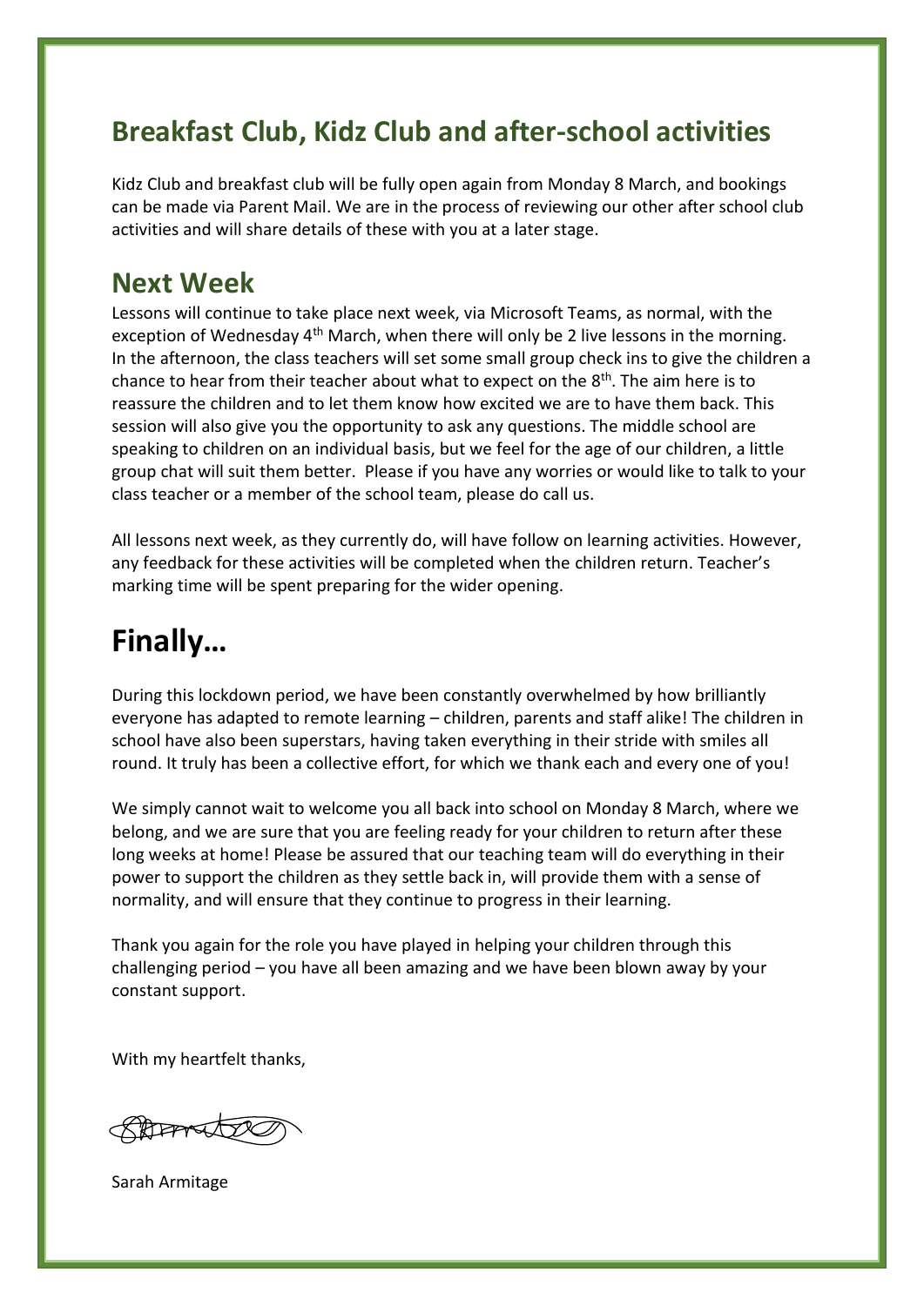## Breakfast Club, Kidz Club and after-school activities

Kidz Club and breakfast club will be fully open again from Monday 8 March, and bookings can be made via Parent Mail. We are in the process of reviewing our other after school club activities and will share details of these with you at a later stage.

## Next Week

Lessons will continue to take place next week, via Microsoft Teams, as normal, with the exception of Wednesday 4th March, when there will only be 2 live lessons in the morning. In the afternoon, the class teachers will set some small group check ins to give the children a chance to hear from their teacher about what to expect on the 8th. The aim here is to reassure the children and to let them know how excited we are to have them back. This session will also give you the opportunity to ask any questions. The middle school are speaking to children on an individual basis, but we feel for the age of our children, a little group chat will suit them better. Please if you have any worries or would like to talk to your class teacher or a member of the school team, please do call us.

All lessons next week, as they currently do, will have follow on learning activities. However, any feedback for these activities will be completed when the children return. Teacher's marking time will be spent preparing for the wider opening.

# Finally…

During this lockdown period, we have been constantly overwhelmed by how brilliantly everyone has adapted to remote learning – children, parents and staff alike! The children in school have also been superstars, having taken everything in their stride with smiles all round. It truly has been a collective effort, for which we thank each and every one of you!

We simply cannot wait to welcome you all back into school on Monday 8 March, where we belong, and we are sure that you are feeling ready for your children to return after these long weeks at home! Please be assured that our teaching team will do everything in their power to support the children as they settle back in, will provide them with a sense of normality, and will ensure that they continue to progress in their learning.

Thank you again for the role you have played in helping your children through this challenging period – you have all been amazing and we have been blown away by your constant support.

With my heartfelt thanks,

Sarah Armitage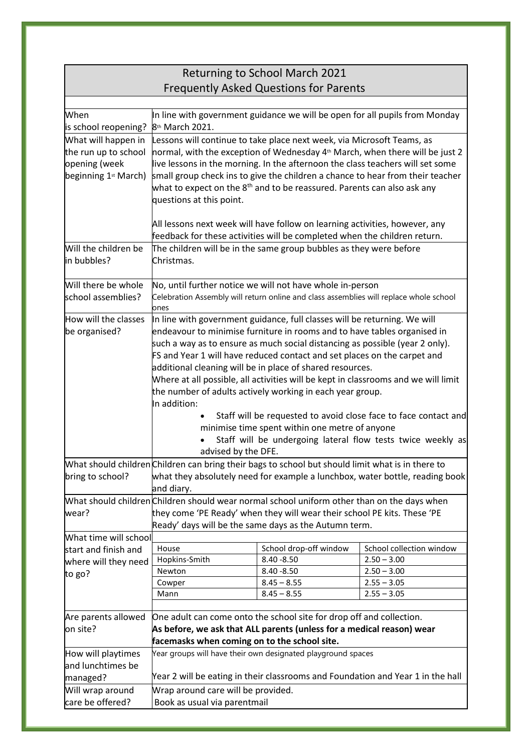# Returning to School March 2021
## Frequently Asked Questions for Parents

| Question | Answer |
|---|---|
| When is school reopening? | In line with government guidance we will be open for all pupils from Monday 8th March 2021. |
| What will happen in the run up to school opening (week beginning 1st March) | Lessons will continue to take place next week, via Microsoft Teams, as normal, with the exception of Wednesday 4th March, when there will be just 2 live lessons in the morning. In the afternoon the class teachers will set some small group check ins to give the children a chance to hear from their teacher what to expect on the 8th and to be reassured. Parents can also ask any questions at this point.<br><br>All lessons next week will have follow on learning activities, however, any feedback for these activities will be completed when the children return. |
| Will the children be in bubbles? | The children will be in the same group bubbles as they were before Christmas. |
| Will there be whole school assemblies? | No, until further notice we will not have whole in-person<br>Celebration Assembly will return online and class assemblies will replace whole school ones |
| How will the classes be organised? | In line with government guidance, full classes will be returning. We will endeavour to minimise furniture in rooms and to have tables organised in such a way as to ensure as much social distancing as possible (year 2 only). FS and Year 1 will have reduced contact and set places on the carpet and additional cleaning will be in place of shared resources.<br>Where at all possible, all activities will be kept in classrooms and we will limit the number of adults actively working in each year group.<br>In addition:<br>• Staff will be requested to avoid close face to face contact and minimise time spent within one metre of anyone<br>• Staff will be undergoing lateral flow tests twice weekly as advised by the DFE. |
| What should children bring to school? | Children can bring their bags to school but should limit what is in there to what they absolutely need for example a lunchbox, water bottle, reading book and diary. |
| What should children wear? | Children should wear normal school uniform other than on the days when they come 'PE Ready' when they will wear their school PE kits. These 'PE Ready' days will be the same days as the Autumn term. |
| What time will school start and finish and where will they need to go? | See table below |
| Are parents allowed on site? | One adult can come onto the school site for drop off and collection.<br>**As before, we ask that ALL parents (unless for a medical reason) wear facemasks when coming on to the school site.** |
| How will playtimes and lunchtimes be managed? | Year groups will have their own designated playground spaces<br><br>Year 2 will be eating in their classrooms and Foundation and Year 1 in the hall |
| Will wrap around care be offered? | Wrap around care will be provided.<br>Book as usual via parentmail |

| House | School drop-off window | School collection window |
|---|---|---|
| Hopkins-Smith | 8.40 -8.50 | 2.50 – 3.00 |
| Newton | 8.40 -8.50 | 2.50 – 3.00 |
| Cowper | 8.45 – 8.55 | 2.55 – 3.05 |
| Mann | 8.45 – 8.55 | 2.55 – 3.05 |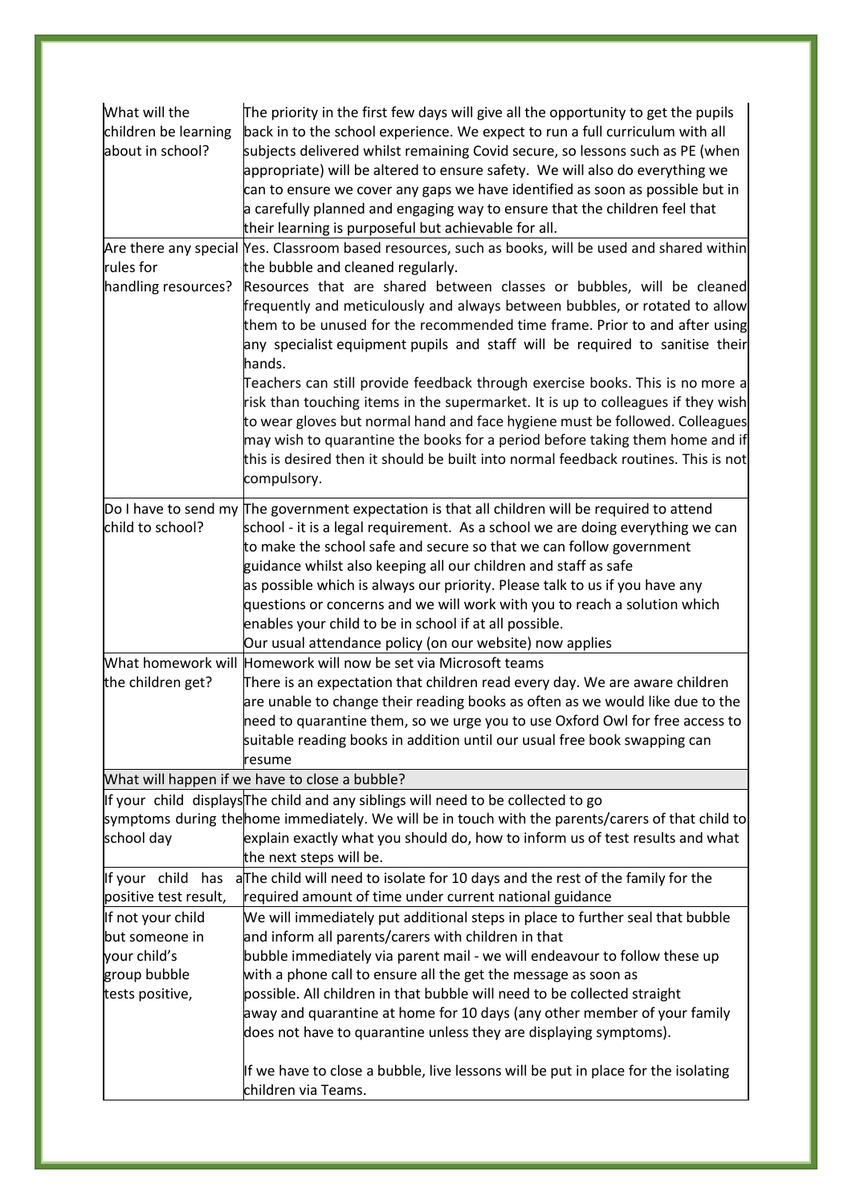| | |
|---|---|
| What will the children be learning about in school? | The priority in the first few days will give all the opportunity to get the pupils back in to the school experience. We expect to run a full curriculum with all subjects delivered whilst remaining Covid secure, so lessons such as PE (when appropriate) will be altered to ensure safety. We will also do everything we can to ensure we cover any gaps we have identified as soon as possible but in a carefully planned and engaging way to ensure that the children feel that their learning is purposeful but achievable for all. |
| Are there any special rules for handling resources? | Yes. Classroom based resources, such as books, will be used and shared within the bubble and cleaned regularly.<br>Resources that are shared between classes or bubbles, will be cleaned frequently and meticulously and always between bubbles, or rotated to allow them to be unused for the recommended time frame. Prior to and after using any specialist equipment pupils and staff will be required to sanitise their hands.<br>Teachers can still provide feedback through exercise books. This is no more a risk than touching items in the supermarket. It is up to colleagues if they wish to wear gloves but normal hand and face hygiene must be followed. Colleagues may wish to quarantine the books for a period before taking them home and if this is desired then it should be built into normal feedback routines. This is not compulsory. |
| Do I have to send my child to school? | The government expectation is that all children will be required to attend school - it is a legal requirement. As a school we are doing everything we can to make the school safe and secure so that we can follow government guidance whilst also keeping all our children and staff as safe as possible which is always our priority. Please talk to us if you have any questions or concerns and we will work with you to reach a solution which enables your child to be in school if at all possible.<br>Our usual attendance policy (on our website) now applies |
| What homework will the children get? | Homework will now be set via Microsoft teams<br>There is an expectation that children read every day. We are aware children are unable to change their reading books as often as we would like due to the need to quarantine them, so we urge you to use Oxford Owl for free access to suitable reading books in addition until our usual free book swapping can resume |
| **What will happen if we have to close a bubble?** | |
| If your child displays symptoms during the school day | The child and any siblings will need to be collected to go home immediately. We will be in touch with the parents/carers of that child to explain exactly what you should do, how to inform us of test results and what the next steps will be. |
| If your child has a positive test result, | The child will need to isolate for 10 days and the rest of the family for the required amount of time under current national guidance |
| If not your child but someone in your child's group bubble tests positive, | We will immediately put additional steps in place to further seal that bubble and inform all parents/carers with children in that bubble immediately via parent mail - we will endeavour to follow these up with a phone call to ensure all the get the message as soon as possible. All children in that bubble will need to be collected straight away and quarantine at home for 10 days (any other member of your family does not have to quarantine unless they are displaying symptoms).<br><br>If we have to close a bubble, live lessons will be put in place for the isolating children via Teams. |